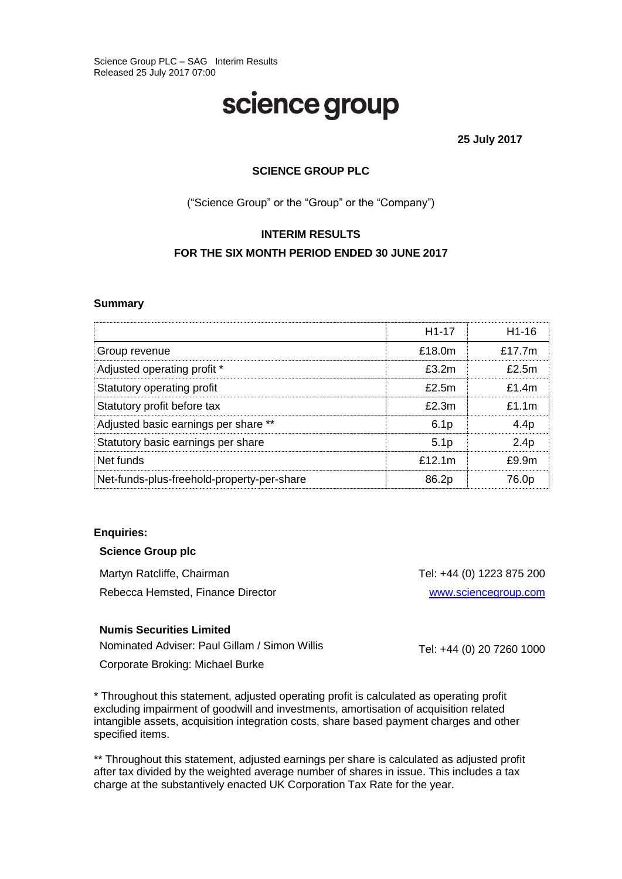Science Group PLC – SAG Interim Results
Released 25 July 2017 07:00

# science group

**25 July 2017**

**SCIENCE GROUP PLC**

("Science Group" or the "Group" or the "Company")

**INTERIM RESULTS**

**FOR THE SIX MONTH PERIOD ENDED 30 JUNE 2017**

**Summary**

| | H1-17 | H1-16 |
|---|---|---|
| Group revenue | £18.0m | £17.7m |
| Adjusted operating profit * | £3.2m | £2.5m |
| Statutory operating profit | £2.5m | £1.4m |
| Statutory profit before tax | £2.3m | £1.1m |
| Adjusted basic earnings per share ** | 6.1p | 4.4p |
| Statutory basic earnings per share | 5.1p | 2.4p |
| Net funds | £12.1m | £9.9m |
| Net-funds-plus-freehold-property-per-share | 86.2p | 76.0p |

**Enquiries:**

**Science Group plc**

Martyn Ratcliffe, Chairman — Tel: +44 (0) 1223 875 200

Rebecca Hemsted, Finance Director — www.sciencegroup.com

**Numis Securities Limited**

Nominated Adviser: Paul Gillam / Simon Willis — Tel: +44 (0) 20 7260 1000

Corporate Broking: Michael Burke

* Throughout this statement, adjusted operating profit is calculated as operating profit excluding impairment of goodwill and investments, amortisation of acquisition related intangible assets, acquisition integration costs, share based payment charges and other specified items.

** Throughout this statement, adjusted earnings per share is calculated as adjusted profit after tax divided by the weighted average number of shares in issue. This includes a tax charge at the substantively enacted UK Corporation Tax Rate for the year.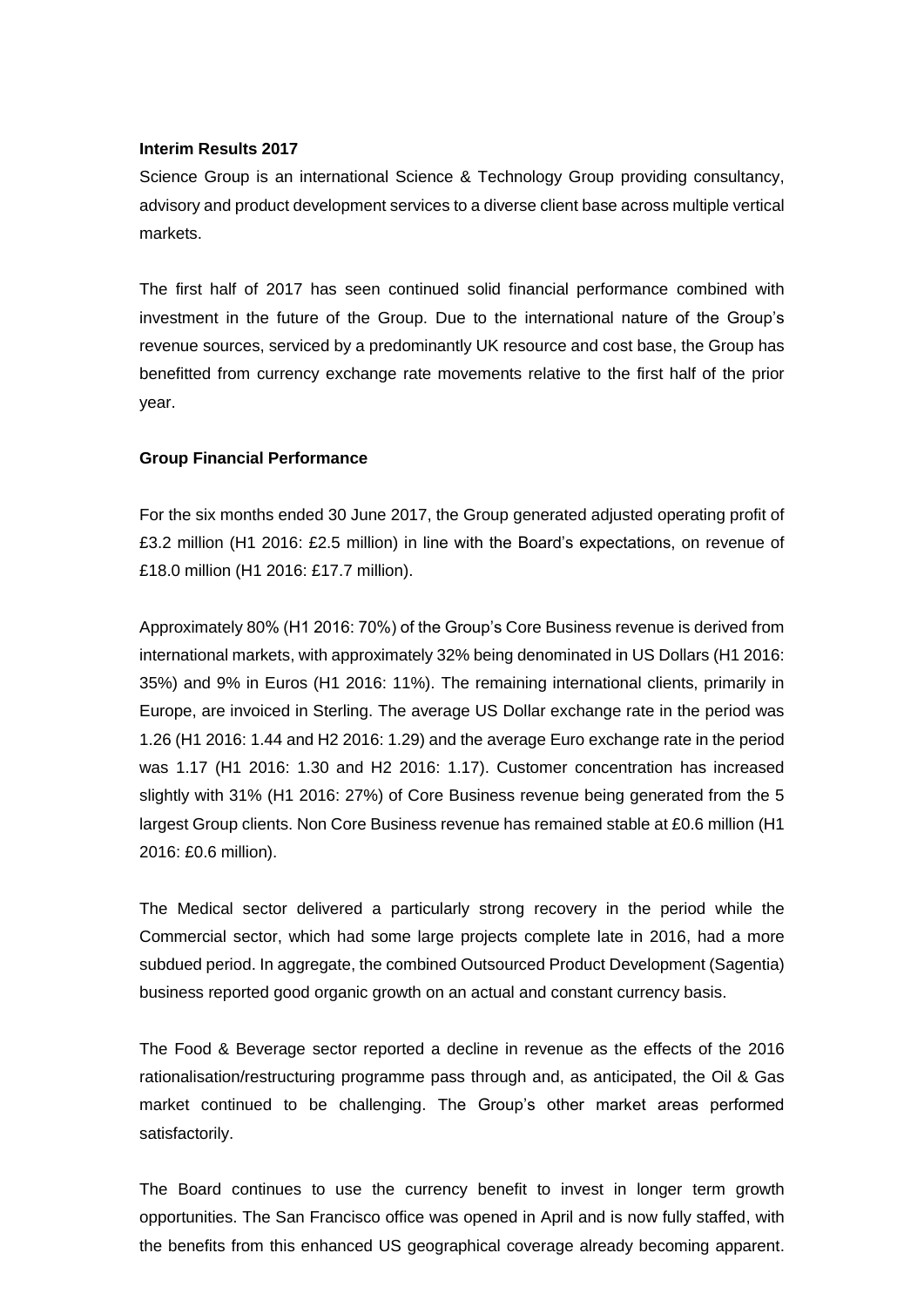**Interim Results 2017**

Science Group is an international Science & Technology Group providing consultancy, advisory and product development services to a diverse client base across multiple vertical markets.

The first half of 2017 has seen continued solid financial performance combined with investment in the future of the Group. Due to the international nature of the Group's revenue sources, serviced by a predominantly UK resource and cost base, the Group has benefitted from currency exchange rate movements relative to the first half of the prior year.

**Group Financial Performance**

For the six months ended 30 June 2017, the Group generated adjusted operating profit of £3.2 million (H1 2016: £2.5 million) in line with the Board's expectations, on revenue of £18.0 million (H1 2016: £17.7 million).

Approximately 80% (H1 2016: 70%) of the Group's Core Business revenue is derived from international markets, with approximately 32% being denominated in US Dollars (H1 2016: 35%) and 9% in Euros (H1 2016: 11%). The remaining international clients, primarily in Europe, are invoiced in Sterling. The average US Dollar exchange rate in the period was 1.26 (H1 2016: 1.44 and H2 2016: 1.29) and the average Euro exchange rate in the period was 1.17 (H1 2016: 1.30 and H2 2016: 1.17). Customer concentration has increased slightly with 31% (H1 2016: 27%) of Core Business revenue being generated from the 5 largest Group clients. Non Core Business revenue has remained stable at £0.6 million (H1 2016: £0.6 million).

The Medical sector delivered a particularly strong recovery in the period while the Commercial sector, which had some large projects complete late in 2016, had a more subdued period. In aggregate, the combined Outsourced Product Development (Sagentia) business reported good organic growth on an actual and constant currency basis.

The Food & Beverage sector reported a decline in revenue as the effects of the 2016 rationalisation/restructuring programme pass through and, as anticipated, the Oil & Gas market continued to be challenging. The Group's other market areas performed satisfactorily.

The Board continues to use the currency benefit to invest in longer term growth opportunities. The San Francisco office was opened in April and is now fully staffed, with the benefits from this enhanced US geographical coverage already becoming apparent.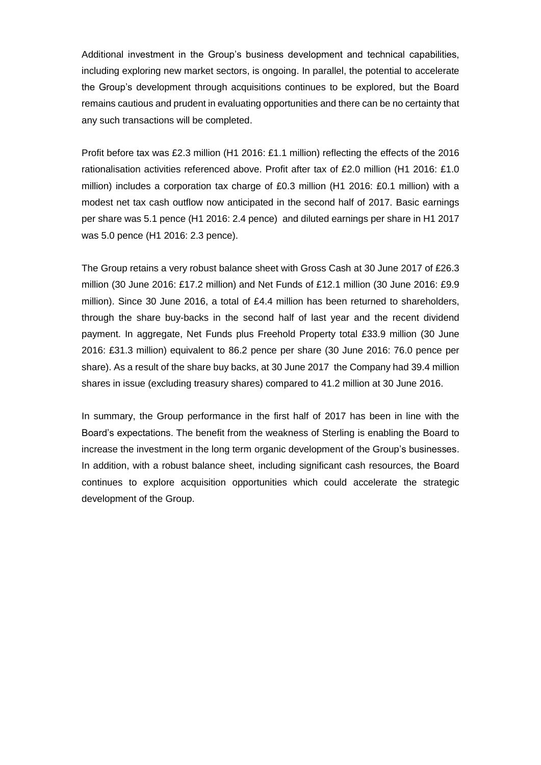Additional investment in the Group's business development and technical capabilities, including exploring new market sectors, is ongoing. In parallel, the potential to accelerate the Group's development through acquisitions continues to be explored, but the Board remains cautious and prudent in evaluating opportunities and there can be no certainty that any such transactions will be completed.

Profit before tax was £2.3 million (H1 2016: £1.1 million) reflecting the effects of the 2016 rationalisation activities referenced above. Profit after tax of £2.0 million (H1 2016: £1.0 million) includes a corporation tax charge of £0.3 million (H1 2016: £0.1 million) with a modest net tax cash outflow now anticipated in the second half of 2017. Basic earnings per share was 5.1 pence (H1 2016: 2.4 pence) and diluted earnings per share in H1 2017 was 5.0 pence (H1 2016: 2.3 pence).

The Group retains a very robust balance sheet with Gross Cash at 30 June 2017 of £26.3 million (30 June 2016: £17.2 million) and Net Funds of £12.1 million (30 June 2016: £9.9 million). Since 30 June 2016, a total of £4.4 million has been returned to shareholders, through the share buy-backs in the second half of last year and the recent dividend payment. In aggregate, Net Funds plus Freehold Property total £33.9 million (30 June 2016: £31.3 million) equivalent to 86.2 pence per share (30 June 2016: 76.0 pence per share). As a result of the share buy backs, at 30 June 2017 the Company had 39.4 million shares in issue (excluding treasury shares) compared to 41.2 million at 30 June 2016.

In summary, the Group performance in the first half of 2017 has been in line with the Board's expectations. The benefit from the weakness of Sterling is enabling the Board to increase the investment in the long term organic development of the Group's businesses. In addition, with a robust balance sheet, including significant cash resources, the Board continues to explore acquisition opportunities which could accelerate the strategic development of the Group.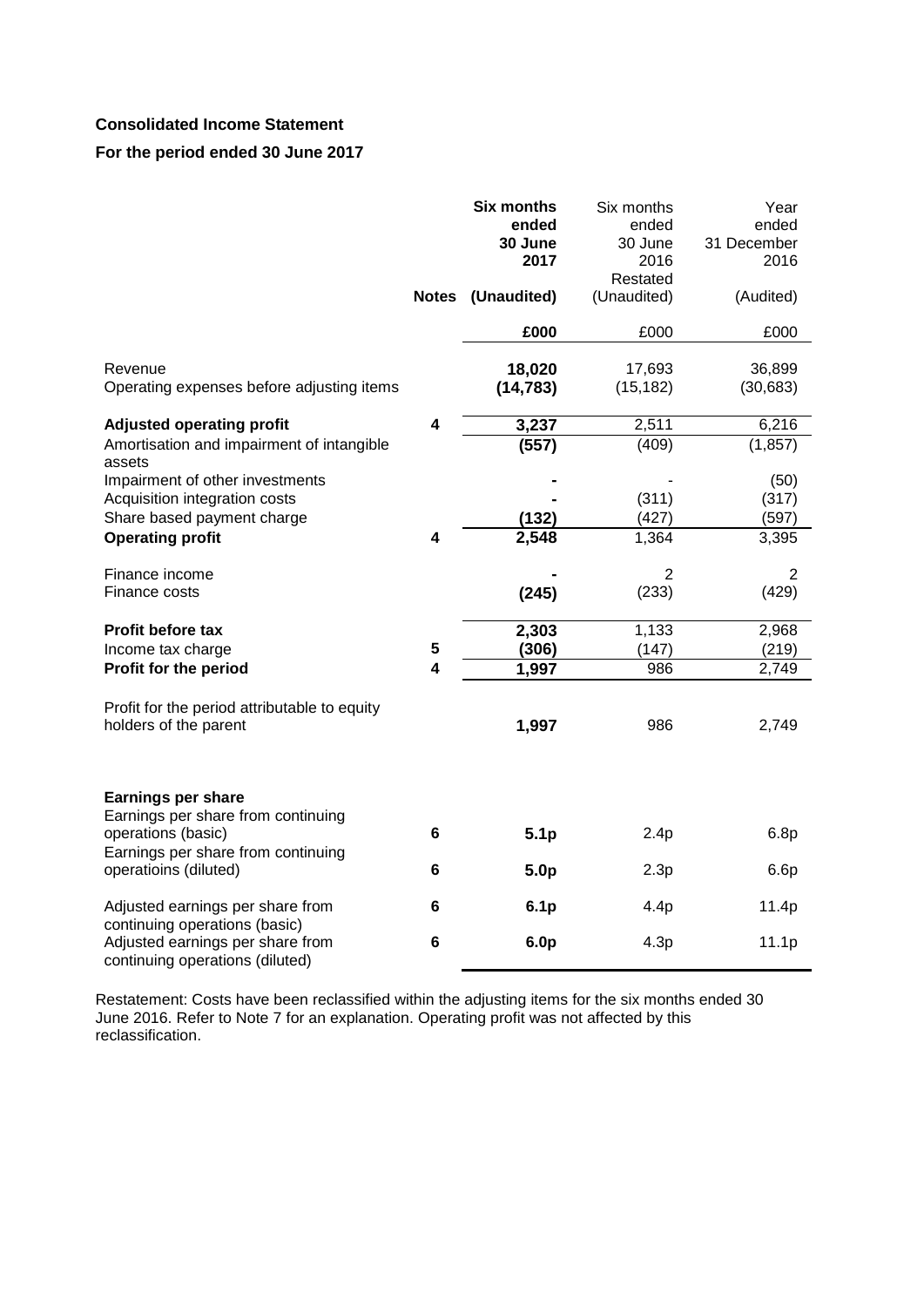**Consolidated Income Statement**

**For the period ended 30 June 2017**

| | Notes | **Six months ended 30 June 2017 (Unaudited)** | Six months ended 30 June 2016 Restated (Unaudited) | Year ended 31 December 2016 (Audited) |
|---|---|---|---|---|
| | | **£000** | £000 | £000 |
| Revenue | | **18,020** | 17,693 | 36,899 |
| Operating expenses before adjusting items | | **(14,783)** | (15,182) | (30,683) |
| **Adjusted operating profit** | **4** | **3,237** | 2,511 | 6,216 |
| Amortisation and impairment of intangible assets | | **(557)** | (409) | (1,857) |
| Impairment of other investments | | **-** | - | (50) |
| Acquisition integration costs | | **-** | (311) | (317) |
| Share based payment charge | | **(132)** | (427) | (597) |
| **Operating profit** | **4** | **2,548** | 1,364 | 3,395 |
| Finance income | | **-** | 2 | 2 |
| Finance costs | | **(245)** | (233) | (429) |
| **Profit before tax** | | **2,303** | 1,133 | 2,968 |
| Income tax charge | **5** | **(306)** | (147) | (219) |
| **Profit for the period** | **4** | **1,997** | 986 | 2,749 |
| Profit for the period attributable to equity holders of the parent | | **1,997** | 986 | 2,749 |
| **Earnings per share** | | | | |
| Earnings per share from continuing operations (basic) | **6** | **5.1p** | 2.4p | 6.8p |
| Earnings per share from continuing operatioins (diluted) | **6** | **5.0p** | 2.3p | 6.6p |
| Adjusted earnings per share from continuing operations (basic) | **6** | **6.1p** | 4.4p | 11.4p |
| Adjusted earnings per share from continuing operations (diluted) | **6** | **6.0p** | 4.3p | 11.1p |

Restatement: Costs have been reclassified within the adjusting items for the six months ended 30 June 2016. Refer to Note 7 for an explanation. Operating profit was not affected by this reclassification.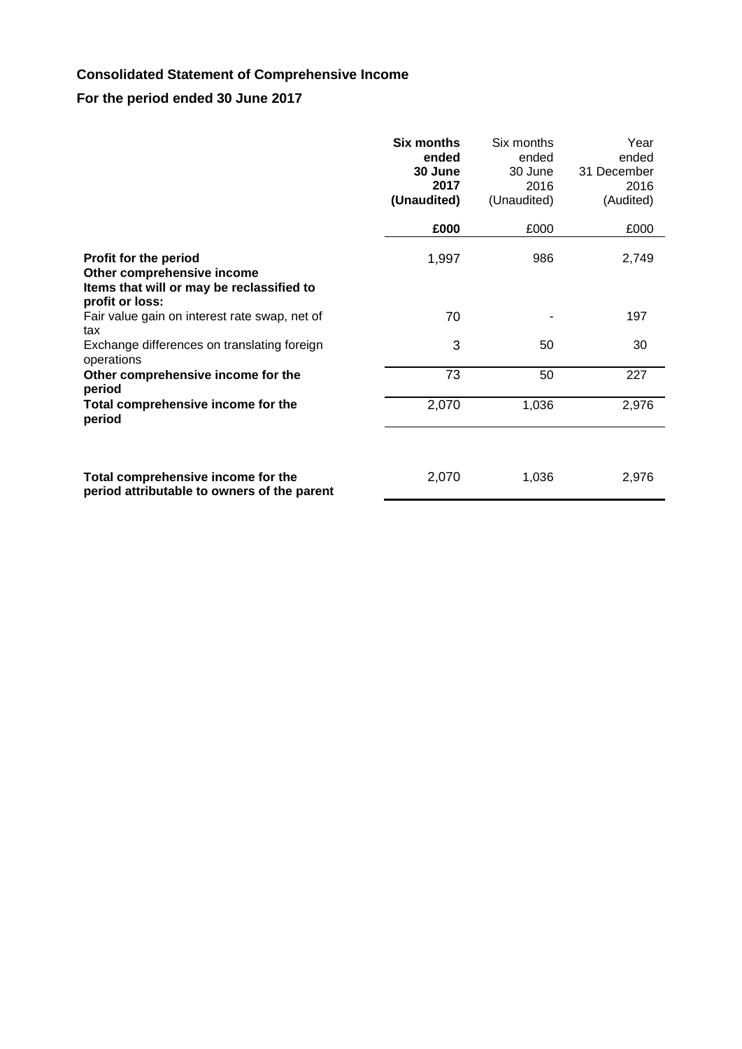**Consolidated Statement of Comprehensive Income**

**For the period ended 30 June 2017**

| | **Six months ended 30 June 2017 (Unaudited)** | Six months ended 30 June 2016 (Unaudited) | Year ended 31 December 2016 (Audited) |
|---|---|---|---|
| | **£000** | £000 | £000 |
| **Profit for the period** | 1,997 | 986 | 2,749 |
| **Other comprehensive income** | | | |
| **Items that will or may be reclassified to profit or loss:** | | | |
| Fair value gain on interest rate swap, net of tax | 70 | - | 197 |
| Exchange differences on translating foreign operations | 3 | 50 | 30 |
| **Other comprehensive income for the period** | 73 | 50 | 227 |
| **Total comprehensive income for the period** | 2,070 | 1,036 | 2,976 |
| **Total comprehensive income for the period attributable to owners of the parent** | 2,070 | 1,036 | 2,976 |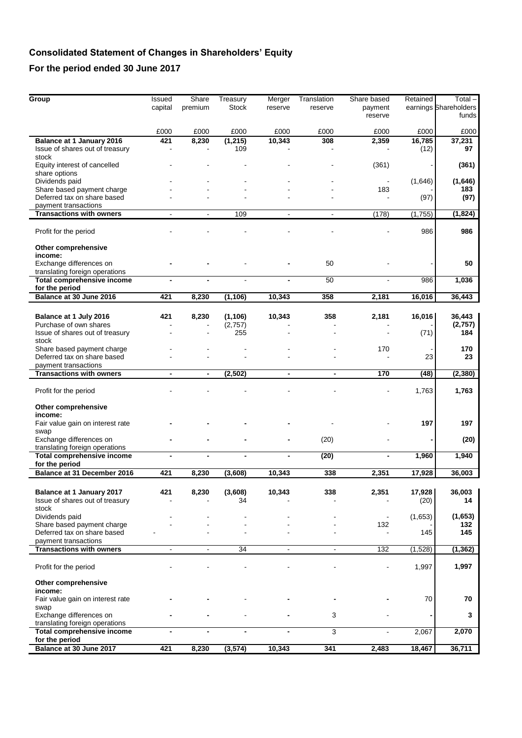# Consolidated Statement of Changes in Shareholders' Equity

## For the period ended 30 June 2017

| Group | Issued capital | Share premium | Treasury Stock | Merger reserve | Translation reserve | Share based payment reserve | Retained earnings | Total – Shareholders funds |
|---|---|---|---|---|---|---|---|---|
| | £000 | £000 | £000 | £000 | £000 | £000 | £000 | £000 |
| **Balance at 1 January 2016** | **421** | **8,230** | **(1,215)** | **10,343** | **308** | **2,359** | **16,785** | **37,231** |
| Issue of shares out of treasury stock | - | - | 109 | - | - | - | (12) | **97** |
| Equity interest of cancelled share options | - | - | - | - | - | (361) | - | **(361)** |
| Dividends paid | - | - | - | - | - | - | (1,646) | **(1,646)** |
| Share based payment charge | - | - | - | - | - | 183 | - | **183** |
| Deferred tax on share based payment transactions | - | - | - | - | - | - | (97) | **(97)** |
| **Transactions with owners** | - | - | 109 | - | - | (178) | (1,755) | **(1,824)** |
| Profit for the period | - | - | - | - | - | - | 986 | **986** |
| **Other comprehensive income:** | | | | | | | | |
| Exchange differences on translating foreign operations | **-** | **-** | - | **-** | 50 | - | - | **50** |
| **Total comprehensive income for the period** | **-** | **-** | - | **-** | 50 | - | 986 | **1,036** |
| **Balance at 30 June 2016** | **421** | **8,230** | **(1,106)** | **10,343** | **358** | **2,181** | **16,016** | **36,443** |
| | | | | | | | | |
| **Balance at 1 July 2016** | **421** | **8,230** | **(1,106)** | **10,343** | **358** | **2,181** | **16,016** | **36,443** |
| Purchase of own shares | - | - | (2,757) | - | - | - | - | **(2,757)** |
| Issue of shares out of treasury stock | - | - | 255 | - | - | - | (71) | **184** |
| Share based payment charge | - | - | - | - | - | 170 | - | **170** |
| Deferred tax on share based payment transactions | - | - | - | - | - | - | 23 | **23** |
| **Transactions with owners** | **-** | **-** | **(2,502)** | **-** | **-** | **170** | **(48)** | **(2,380)** |
| Profit for the period | - | - | - | - | - | - | 1,763 | **1,763** |
| **Other comprehensive income:** | | | | | | | | |
| Fair value gain on interest rate swap | **-** | **-** | **-** | **-** | - | - | **197** | **197** |
| Exchange differences on translating foreign operations | **-** | **-** | **-** | **-** | (20) | - | **-** | **(20)** |
| **Total comprehensive income for the period** | **-** | **-** | **-** | **-** | **(20)** | **-** | **1,960** | **1,940** |
| **Balance at 31 December 2016** | **421** | **8,230** | **(3,608)** | **10,343** | **338** | **2,351** | **17,928** | **36,003** |
| | | | | | | | | |
| **Balance at 1 January 2017** | **421** | **8,230** | **(3,608)** | **10,343** | **338** | **2,351** | **17,928** | **36,003** |
| Issue of shares out of treasury stock | - | - | 34 | - | - | - | (20) | **14** |
| Dividends paid | - | - | - | - | - | - | (1,653) | **(1,653)** |
| Share based payment charge | - | - | - | - | - | 132 | - | **132** |
| Deferred tax on share based payment transactions | - | - | - | - | - | - | 145 | **145** |
| **Transactions with owners** | - | - | 34 | - | - | 132 | (1,528) | **(1,362)** |
| Profit for the period | - | - | - | - | - | - | 1,997 | **1,997** |
| **Other comprehensive income:** | | | | | | | | |
| Fair value gain on interest rate swap | **-** | **-** | - | **-** | **-** | **-** | 70 | **70** |
| Exchange differences on translating foreign operations | **-** | **-** | - | **-** | 3 | - | **-** | **3** |
| **Total comprehensive income for the period** | **-** | **-** | **-** | **-** | 3 | - | 2,067 | **2,070** |
| **Balance at 30 June 2017** | **421** | **8,230** | **(3,574)** | **10,343** | **341** | **2,483** | **18,467** | **36,711** |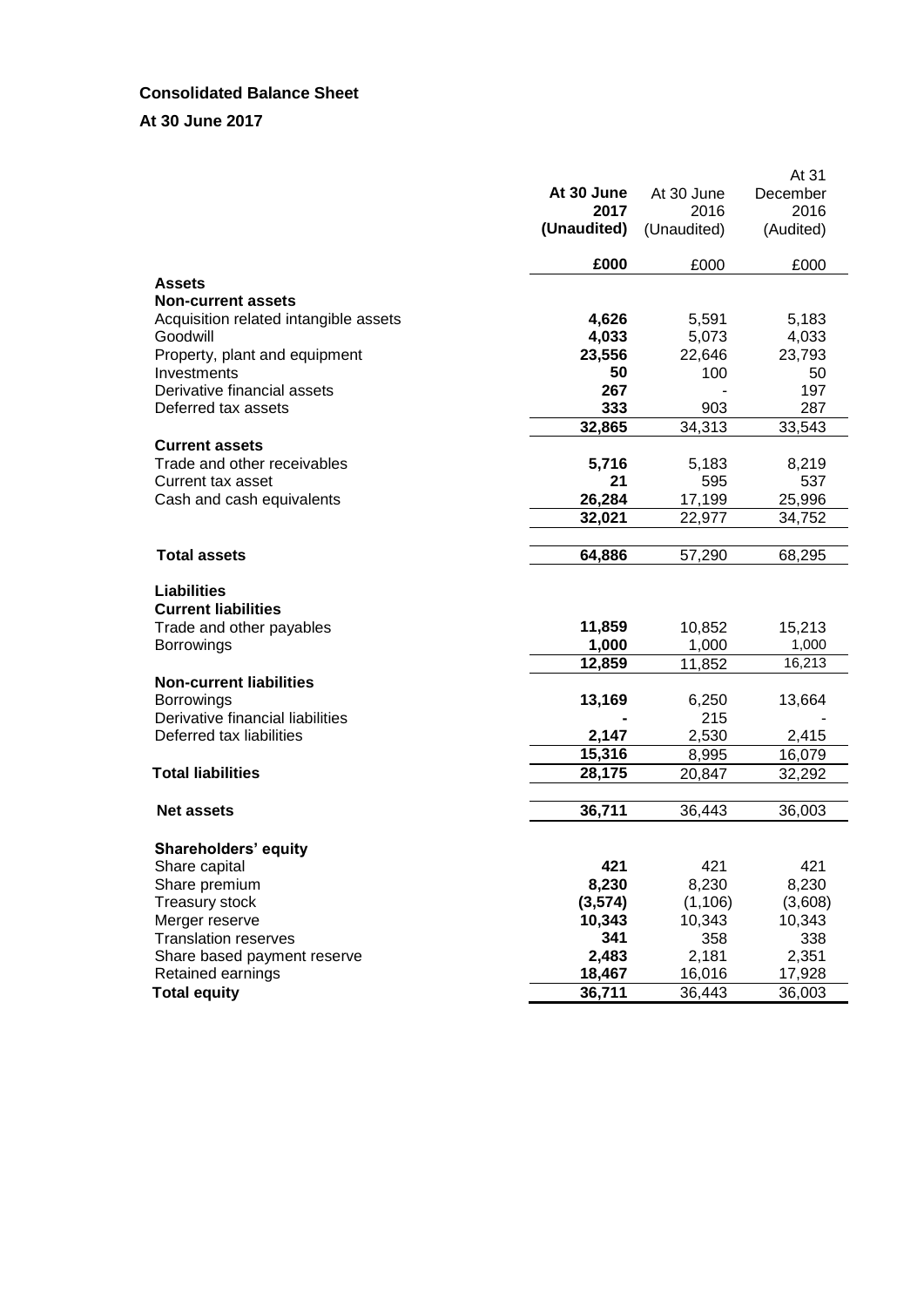# Consolidated Balance Sheet

## At 30 June 2017

| | At 30 June 2017 (Unaudited) | At 30 June 2016 (Unaudited) | At 31 December 2016 (Audited) |
|---|---|---|---|
| | **£000** | £000 | £000 |
| **Assets** | | | |
| **Non-current assets** | | | |
| Acquisition related intangible assets | **4,626** | 5,591 | 5,183 |
| Goodwill | **4,033** | 5,073 | 4,033 |
| Property, plant and equipment | **23,556** | 22,646 | 23,793 |
| Investments | **50** | 100 | 50 |
| Derivative financial assets | **267** | - | 197 |
| Deferred tax assets | **333** | 903 | 287 |
| | **32,865** | 34,313 | 33,543 |
| **Current assets** | | | |
| Trade and other receivables | **5,716** | 5,183 | 8,219 |
| Current tax asset | **21** | 595 | 537 |
| Cash and cash equivalents | **26,284** | 17,199 | 25,996 |
| | **32,021** | 22,977 | 34,752 |
| **Total assets** | **64,886** | 57,290 | 68,295 |
| **Liabilities** | | | |
| **Current liabilities** | | | |
| Trade and other payables | **11,859** | 10,852 | 15,213 |
| Borrowings | **1,000** | 1,000 | 1,000 |
| | **12,859** | 11,852 | 16,213 |
| **Non-current liabilities** | | | |
| Borrowings | **13,169** | 6,250 | 13,664 |
| Derivative financial liabilities | **-** | 215 | - |
| Deferred tax liabilities | **2,147** | 2,530 | 2,415 |
| | **15,316** | 8,995 | 16,079 |
| **Total liabilities** | **28,175** | 20,847 | 32,292 |
| **Net assets** | **36,711** | 36,443 | 36,003 |
| **Shareholders' equity** | | | |
| Share capital | **421** | 421 | 421 |
| Share premium | **8,230** | 8,230 | 8,230 |
| Treasury stock | **(3,574)** | (1,106) | (3,608) |
| Merger reserve | **10,343** | 10,343 | 10,343 |
| Translation reserves | **341** | 358 | 338 |
| Share based payment reserve | **2,483** | 2,181 | 2,351 |
| Retained earnings | **18,467** | 16,016 | 17,928 |
| **Total equity** | **36,711** | 36,443 | 36,003 |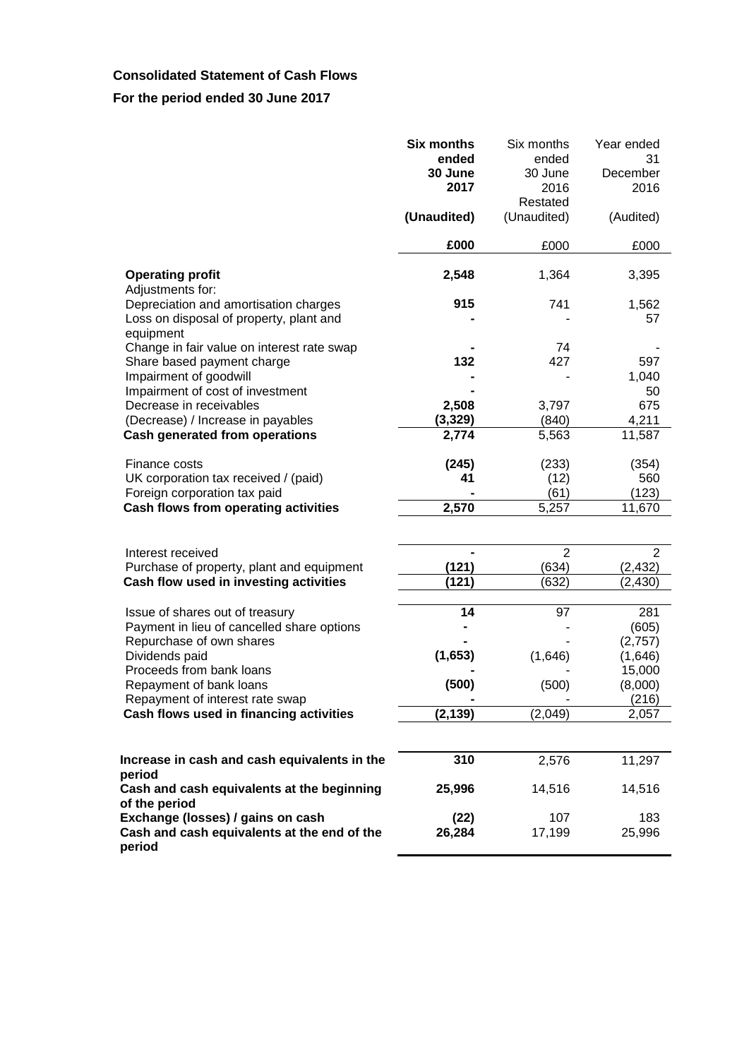**Consolidated Statement of Cash Flows**

**For the period ended 30 June 2017**

| | **Six months ended 30 June 2017 (Unaudited)** | Six months ended 30 June 2016 Restated (Unaudited) | Year ended 31 December 2016 (Audited) |
|---|---|---|---|
| | **£000** | £000 | £000 |
| **Operating profit** | **2,548** | 1,364 | 3,395 |
| Adjustments for: | | | |
| Depreciation and amortisation charges | **915** | 741 | 1,562 |
| Loss on disposal of property, plant and equipment | **-** | - | 57 |
| Change in fair value on interest rate swap | **-** | 74 | - |
| Share based payment charge | **132** | 427 | 597 |
| Impairment of goodwill | **-** | - | 1,040 |
| Impairment of cost of investment | **-** | | 50 |
| Decrease in receivables | **2,508** | 3,797 | 675 |
| (Decrease) / Increase in payables | **(3,329)** | (840) | 4,211 |
| **Cash generated from operations** | **2,774** | 5,563 | 11,587 |
| Finance costs | **(245)** | (233) | (354) |
| UK corporation tax received / (paid) | **41** | (12) | 560 |
| Foreign corporation tax paid | **-** | (61) | (123) |
| **Cash flows from operating activities** | **2,570** | 5,257 | 11,670 |
| Interest received | **-** | 2 | 2 |
| Purchase of property, plant and equipment | **(121)** | (634) | (2,432) |
| **Cash flow used in investing activities** | **(121)** | (632) | (2,430) |
| Issue of shares out of treasury | **14** | 97 | 281 |
| Payment in lieu of cancelled share options | **-** | - | (605) |
| Repurchase of own shares | **-** | - | (2,757) |
| Dividends paid | **(1,653)** | (1,646) | (1,646) |
| Proceeds from bank loans | **-** | - | 15,000 |
| Repayment of bank loans | **(500)** | (500) | (8,000) |
| Repayment of interest rate swap | **-** | - | (216) |
| **Cash flows used in financing activities** | **(2,139)** | (2,049) | 2,057 |
| **Increase in cash and cash equivalents in the period** | **310** | 2,576 | 11,297 |
| **Cash and cash equivalents at the beginning of the period** | **25,996** | 14,516 | 14,516 |
| **Exchange (losses) / gains on cash** | **(22)** | 107 | 183 |
| **Cash and cash equivalents at the end of the period** | **26,284** | 17,199 | 25,996 |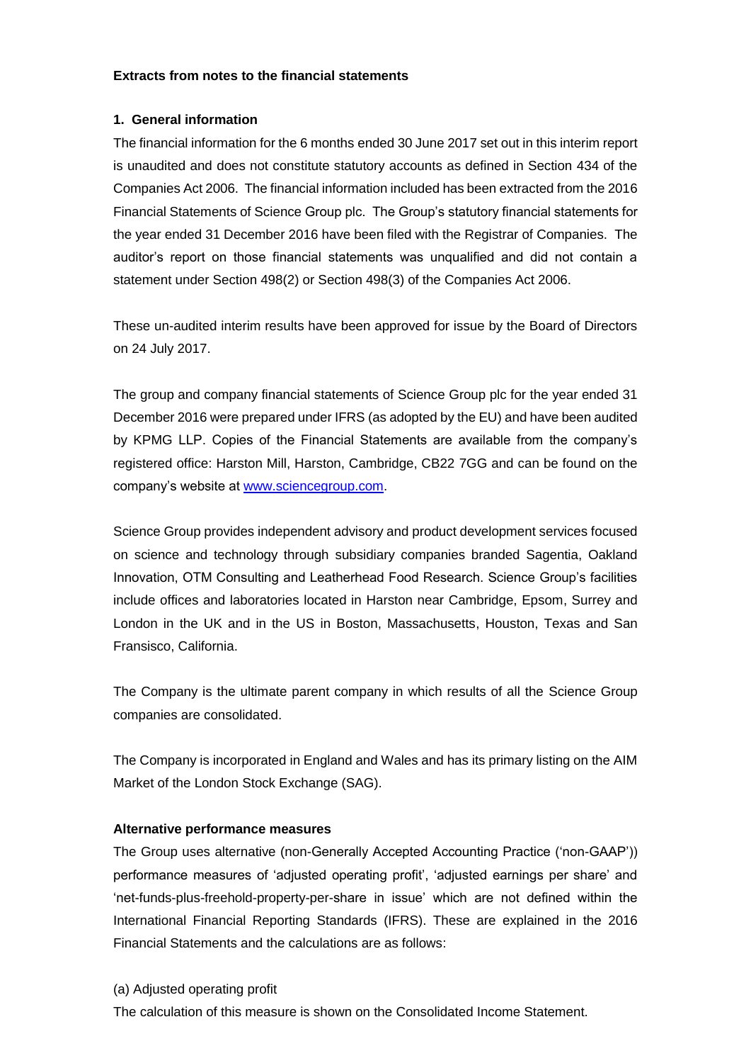**Extracts from notes to the financial statements**

**1. General information**

The financial information for the 6 months ended 30 June 2017 set out in this interim report is unaudited and does not constitute statutory accounts as defined in Section 434 of the Companies Act 2006. The financial information included has been extracted from the 2016 Financial Statements of Science Group plc. The Group's statutory financial statements for the year ended 31 December 2016 have been filed with the Registrar of Companies. The auditor's report on those financial statements was unqualified and did not contain a statement under Section 498(2) or Section 498(3) of the Companies Act 2006.

These un-audited interim results have been approved for issue by the Board of Directors on 24 July 2017.

The group and company financial statements of Science Group plc for the year ended 31 December 2016 were prepared under IFRS (as adopted by the EU) and have been audited by KPMG LLP. Copies of the Financial Statements are available from the company's registered office: Harston Mill, Harston, Cambridge, CB22 7GG and can be found on the company's website at [www.sciencegroup.com](www.sciencegroup.com).

Science Group provides independent advisory and product development services focused on science and technology through subsidiary companies branded Sagentia, Oakland Innovation, OTM Consulting and Leatherhead Food Research. Science Group's facilities include offices and laboratories located in Harston near Cambridge, Epsom, Surrey and London in the UK and in the US in Boston, Massachusetts, Houston, Texas and San Fransisco, California.

The Company is the ultimate parent company in which results of all the Science Group companies are consolidated.

The Company is incorporated in England and Wales and has its primary listing on the AIM Market of the London Stock Exchange (SAG).

**Alternative performance measures**

The Group uses alternative (non-Generally Accepted Accounting Practice ('non-GAAP')) performance measures of 'adjusted operating profit', 'adjusted earnings per share' and 'net-funds-plus-freehold-property-per-share in issue' which are not defined within the International Financial Reporting Standards (IFRS). These are explained in the 2016 Financial Statements and the calculations are as follows:

(a) Adjusted operating profit

The calculation of this measure is shown on the Consolidated Income Statement.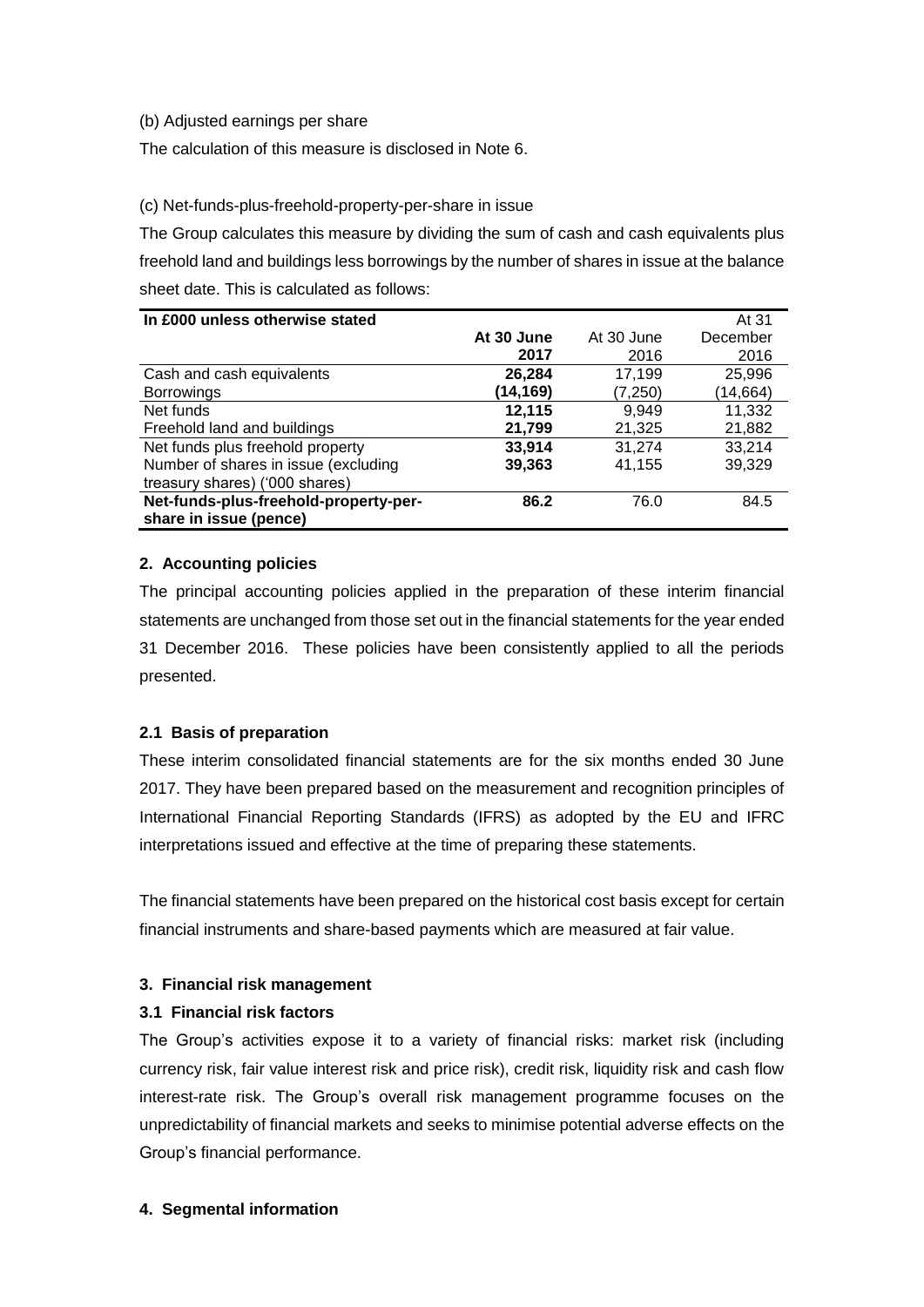(b) Adjusted earnings per share

The calculation of this measure is disclosed in Note 6.

(c) Net-funds-plus-freehold-property-per-share in issue

The Group calculates this measure by dividing the sum of cash and cash equivalents plus freehold land and buildings less borrowings by the number of shares in issue at the balance sheet date. This is calculated as follows:

| In £000 unless otherwise stated | **At 30 June 2017** | At 30 June 2016 | At 31 December 2016 |
|---|---|---|---|
| Cash and cash equivalents | **26,284** | 17,199 | 25,996 |
| Borrowings | **(14,169)** | (7,250) | (14,664) |
| Net funds | **12,115** | 9,949 | 11,332 |
| Freehold land and buildings | **21,799** | 21,325 | 21,882 |
| Net funds plus freehold property | **33,914** | 31,274 | 33,214 |
| Number of shares in issue (excluding treasury shares) ('000 shares) | **39,363** | 41,155 | 39,329 |
| **Net-funds-plus-freehold-property-per-share in issue (pence)** | **86.2** | 76.0 | 84.5 |

## 2. Accounting policies

The principal accounting policies applied in the preparation of these interim financial statements are unchanged from those set out in the financial statements for the year ended 31 December 2016. These policies have been consistently applied to all the periods presented.

### 2.1 Basis of preparation

These interim consolidated financial statements are for the six months ended 30 June 2017. They have been prepared based on the measurement and recognition principles of International Financial Reporting Standards (IFRS) as adopted by the EU and IFRC interpretations issued and effective at the time of preparing these statements.

The financial statements have been prepared on the historical cost basis except for certain financial instruments and share-based payments which are measured at fair value.

## 3. Financial risk management

### 3.1 Financial risk factors

The Group's activities expose it to a variety of financial risks: market risk (including currency risk, fair value interest risk and price risk), credit risk, liquidity risk and cash flow interest-rate risk. The Group's overall risk management programme focuses on the unpredictability of financial markets and seeks to minimise potential adverse effects on the Group's financial performance.

## 4. Segmental information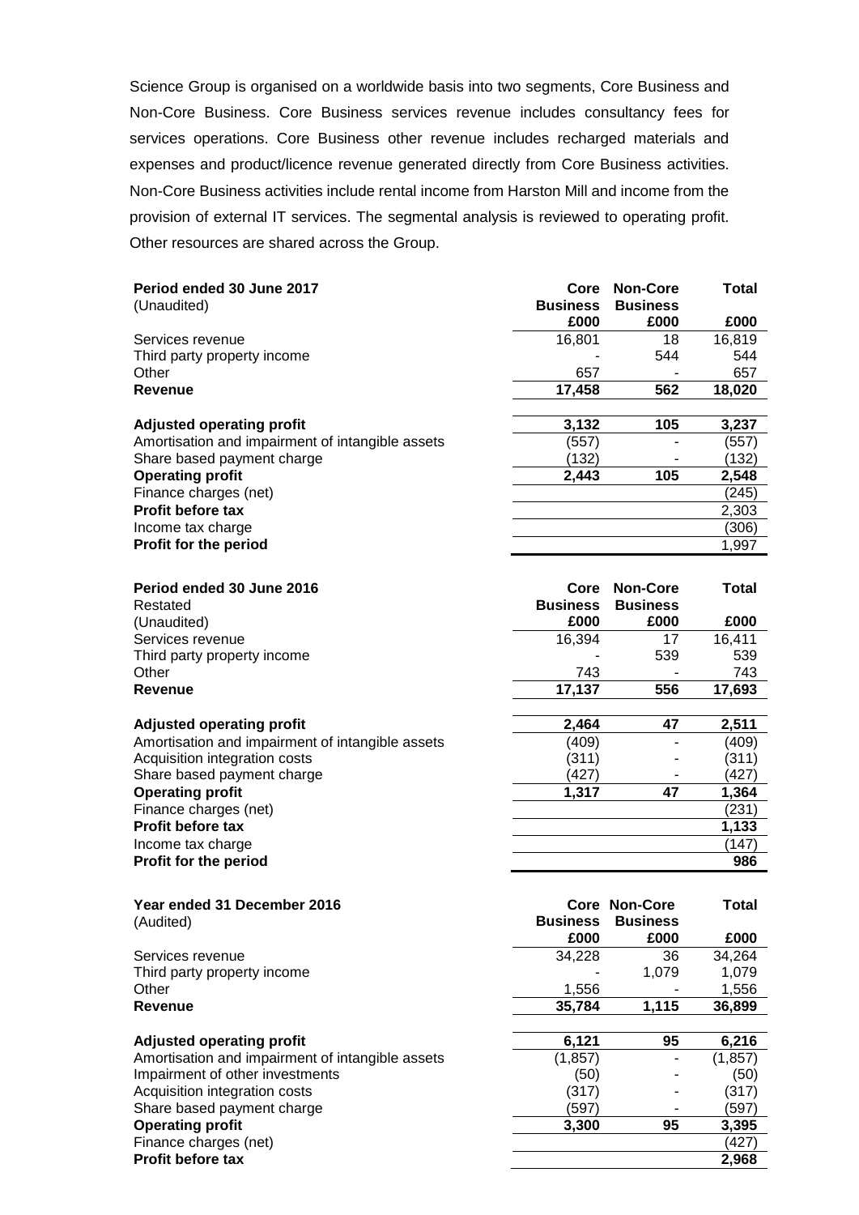Science Group is organised on a worldwide basis into two segments, Core Business and Non-Core Business. Core Business services revenue includes consultancy fees for services operations. Core Business other revenue includes recharged materials and expenses and product/licence revenue generated directly from Core Business activities. Non-Core Business activities include rental income from Harston Mill and income from the provision of external IT services. The segmental analysis is reviewed to operating profit. Other resources are shared across the Group.

| **Period ended 30 June 2017** (Unaudited) | **Core Business £000** | **Non-Core Business £000** | **Total £000** |
|---|---|---|---|
| Services revenue | 16,801 | 18 | 16,819 |
| Third party property income | - | 544 | 544 |
| Other | 657 | - | 657 |
| **Revenue** | **17,458** | **562** | **18,020** |
| | | | |
| **Adjusted operating profit** | **3,132** | **105** | **3,237** |
| Amortisation and impairment of intangible assets | (557) | - | (557) |
| Share based payment charge | (132) | - | (132) |
| **Operating profit** | **2,443** | **105** | **2,548** |
| Finance charges (net) | | | (245) |
| **Profit before tax** | | | 2,303 |
| Income tax charge | | | (306) |
| **Profit for the period** | | | 1,997 |

| **Period ended 30 June 2016** Restated (Unaudited) | **Core Business £000** | **Non-Core Business £000** | **Total £000** |
|---|---|---|---|
| Services revenue | 16,394 | 17 | 16,411 |
| Third party property income | - | 539 | 539 |
| Other | 743 | - | 743 |
| **Revenue** | **17,137** | **556** | **17,693** |
| | | | |
| **Adjusted operating profit** | **2,464** | **47** | **2,511** |
| Amortisation and impairment of intangible assets | (409) | - | (409) |
| Acquisition integration costs | (311) | - | (311) |
| Share based payment charge | (427) | - | (427) |
| **Operating profit** | **1,317** | **47** | **1,364** |
| Finance charges (net) | | | (231) |
| **Profit before tax** | | | **1,133** |
| Income tax charge | | | (147) |
| **Profit for the period** | | | **986** |

| **Year ended 31 December 2016** (Audited) | **Core Business £000** | **Non-Core Business £000** | **Total £000** |
|---|---|---|---|
| Services revenue | 34,228 | 36 | 34,264 |
| Third party property income | - | 1,079 | 1,079 |
| Other | 1,556 | - | 1,556 |
| **Revenue** | **35,784** | **1,115** | **36,899** |
| | | | |
| **Adjusted operating profit** | **6,121** | **95** | **6,216** |
| Amortisation and impairment of intangible assets | (1,857) | - | (1,857) |
| Impairment of other investments | (50) | - | (50) |
| Acquisition integration costs | (317) | - | (317) |
| Share based payment charge | (597) | - | (597) |
| **Operating profit** | **3,300** | **95** | **3,395** |
| Finance charges (net) | | | (427) |
| **Profit before tax** | | | **2,968** |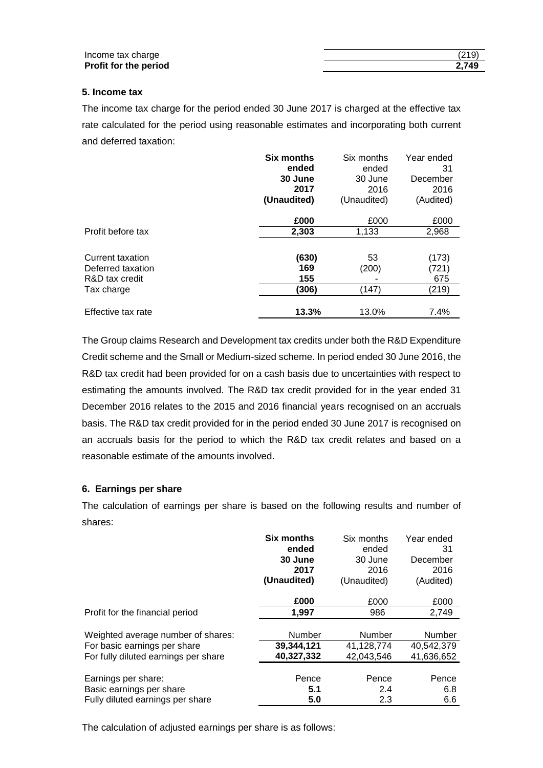| | |
|---|---|
| Income tax charge | (219) |
| **Profit for the period** | **2,749** |

**5. Income tax**

The income tax charge for the period ended 30 June 2017 is charged at the effective tax rate calculated for the period using reasonable estimates and incorporating both current and deferred taxation:

| | **Six months ended 30 June 2017 (Unaudited)** | Six months ended 30 June 2016 (Unaudited) | Year ended 31 December 2016 (Audited) |
|---|---|---|---|
| | **£000** | £000 | £000 |
| Profit before tax | **2,303** | 1,133 | 2,968 |
| Current taxation | **(630)** | 53 | (173) |
| Deferred taxation | **169** | (200) | (721) |
| R&D tax credit | **155** | - | 675 |
| Tax charge | **(306)** | (147) | (219) |
| Effective tax rate | **13.3%** | 13.0% | 7.4% |

The Group claims Research and Development tax credits under both the R&D Expenditure Credit scheme and the Small or Medium-sized scheme. In period ended 30 June 2016, the R&D tax credit had been provided for on a cash basis due to uncertainties with respect to estimating the amounts involved. The R&D tax credit provided for in the year ended 31 December 2016 relates to the 2015 and 2016 financial years recognised on an accruals basis. The R&D tax credit provided for in the period ended 30 June 2017 is recognised on an accruals basis for the period to which the R&D tax credit relates and based on a reasonable estimate of the amounts involved.

**6. Earnings per share**

The calculation of earnings per share is based on the following results and number of shares:

| | **Six months ended 30 June 2017 (Unaudited)** | Six months ended 30 June 2016 (Unaudited) | Year ended 31 December 2016 (Audited) |
|---|---|---|---|
| | **£000** | £000 | £000 |
| Profit for the financial period | **1,997** | 986 | 2,749 |
| Weighted average number of shares: | Number | Number | Number |
| For basic earnings per share | **39,344,121** | 41,128,774 | 40,542,379 |
| For fully diluted earnings per share | **40,327,332** | 42,043,546 | 41,636,652 |
| Earnings per share: | Pence | Pence | Pence |
| Basic earnings per share | **5.1** | 2.4 | 6.8 |
| Fully diluted earnings per share | **5.0** | 2.3 | 6.6 |

The calculation of adjusted earnings per share is as follows: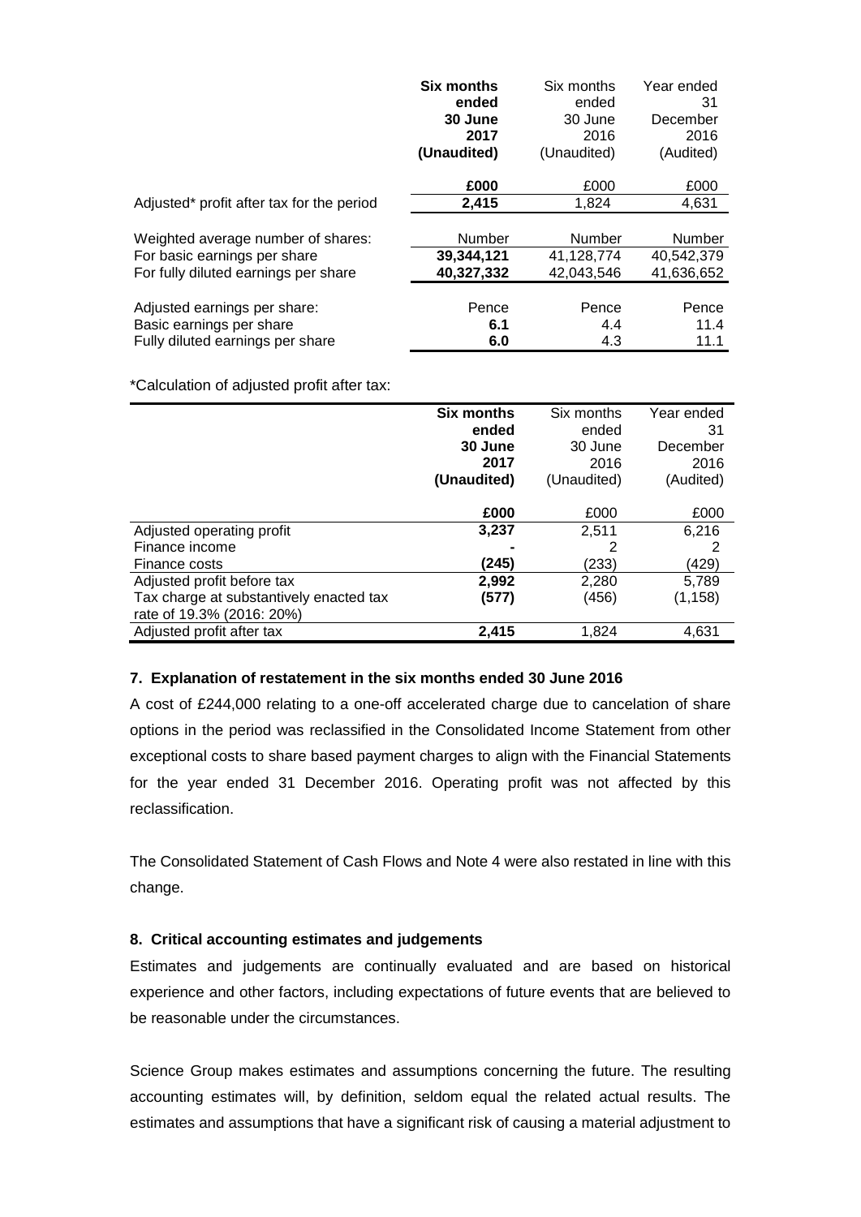| | **Six months ended 30 June 2017 (Unaudited)** | Six months ended 30 June 2016 (Unaudited) | Year ended 31 December 2016 (Audited) |
|---|---|---|---|
| | **£000** | £000 | £000 |
| Adjusted* profit after tax for the period | **2,415** | 1,824 | 4,631 |
| Weighted average number of shares: | Number | Number | Number |
| For basic earnings per share | **39,344,121** | 41,128,774 | 40,542,379 |
| For fully diluted earnings per share | **40,327,332** | 42,043,546 | 41,636,652 |
| Adjusted earnings per share: | Pence | Pence | Pence |
| Basic earnings per share | **6.1** | 4.4 | 11.4 |
| Fully diluted earnings per share | **6.0** | 4.3 | 11.1 |

*Calculation of adjusted profit after tax:

| | **Six months ended 30 June 2017 (Unaudited)** | Six months ended 30 June 2016 (Unaudited) | Year ended 31 December 2016 (Audited) |
|---|---|---|---|
| | **£000** | £000 | £000 |
| Adjusted operating profit | **3,237** | 2,511 | 6,216 |
| Finance income | **-** | 2 | 2 |
| Finance costs | **(245)** | (233) | (429) |
| Adjusted profit before tax | **2,992** | 2,280 | 5,789 |
| Tax charge at substantively enacted tax rate of 19.3% (2016: 20%) | **(577)** | (456) | (1,158) |
| Adjusted profit after tax | **2,415** | 1,824 | 4,631 |

**7. Explanation of restatement in the six months ended 30 June 2016**

A cost of £244,000 relating to a one-off accelerated charge due to cancelation of share options in the period was reclassified in the Consolidated Income Statement from other exceptional costs to share based payment charges to align with the Financial Statements for the year ended 31 December 2016. Operating profit was not affected by this reclassification.

The Consolidated Statement of Cash Flows and Note 4 were also restated in line with this change.

**8. Critical accounting estimates and judgements**

Estimates and judgements are continually evaluated and are based on historical experience and other factors, including expectations of future events that are believed to be reasonable under the circumstances.

Science Group makes estimates and assumptions concerning the future. The resulting accounting estimates will, by definition, seldom equal the related actual results. The estimates and assumptions that have a significant risk of causing a material adjustment to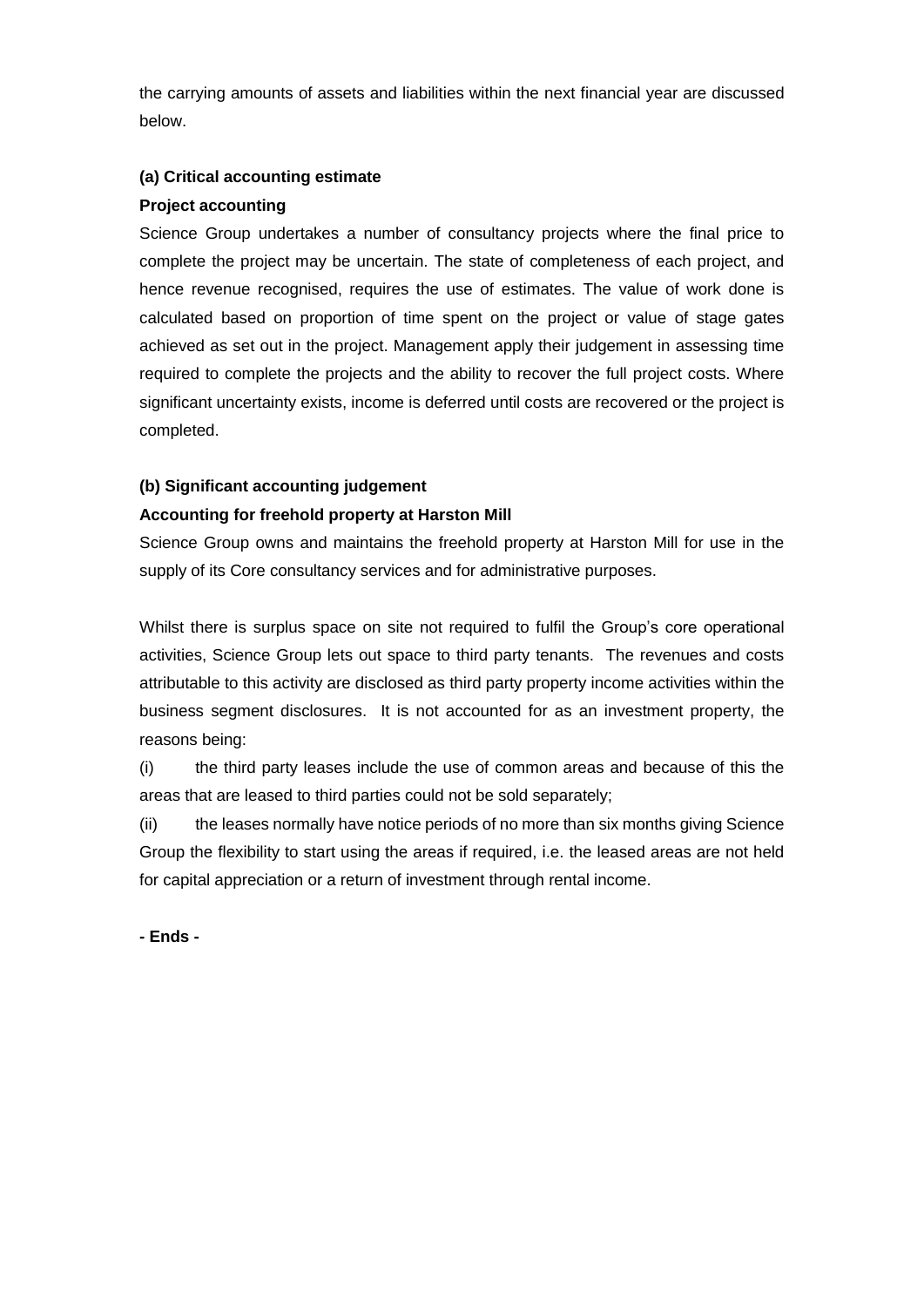the carrying amounts of assets and liabilities within the next financial year are discussed below.

**(a) Critical accounting estimate**

**Project accounting**

Science Group undertakes a number of consultancy projects where the final price to complete the project may be uncertain. The state of completeness of each project, and hence revenue recognised, requires the use of estimates. The value of work done is calculated based on proportion of time spent on the project or value of stage gates achieved as set out in the project. Management apply their judgement in assessing time required to complete the projects and the ability to recover the full project costs. Where significant uncertainty exists, income is deferred until costs are recovered or the project is completed.

**(b) Significant accounting judgement**

**Accounting for freehold property at Harston Mill**

Science Group owns and maintains the freehold property at Harston Mill for use in the supply of its Core consultancy services and for administrative purposes.

Whilst there is surplus space on site not required to fulfil the Group's core operational activities, Science Group lets out space to third party tenants. The revenues and costs attributable to this activity are disclosed as third party property income activities within the business segment disclosures. It is not accounted for as an investment property, the reasons being:

(i) the third party leases include the use of common areas and because of this the areas that are leased to third parties could not be sold separately;

(ii) the leases normally have notice periods of no more than six months giving Science Group the flexibility to start using the areas if required, i.e. the leased areas are not held for capital appreciation or a return of investment through rental income.

**- Ends -**